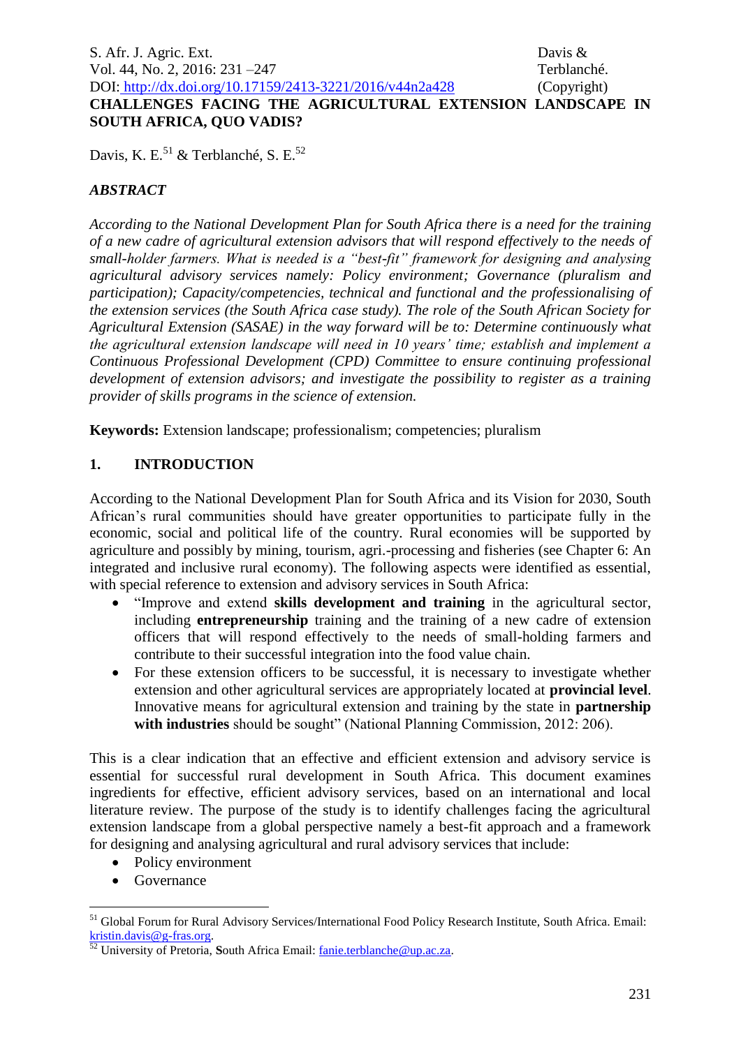# CHALLENGES FACING THE AGRICULTURAL EXTENSION LANDSCAPE IN SOUTH AFRICA, QUO VADIS?

Davis, K. E.[51] & Terblanché, S. E.[52]

## *ABSTRACT*

*According to the National Development Plan for South Africa there is a need for the training of a new cadre of agricultural extension advisors that will respond effectively to the needs of small-holder farmers. What is needed is a "best-fit" framework for designing and analysing agricultural advisory services namely: Policy environment; Governance (pluralism and participation); Capacity/competencies, technical and functional and the professionalising of the extension services (the South Africa case study). The role of the South African Society for Agricultural Extension (SASAE) in the way forward will be to: Determine continuously what the agricultural extension landscape will need in 10 years' time; establish and implement a Continuous Professional Development (CPD) Committee to ensure continuing professional development of extension advisors; and investigate the possibility to register as a training provider of skills programs in the science of extension.*

**Keywords:** Extension landscape; professionalism; competencies; pluralism

## 1. INTRODUCTION

According to the National Development Plan for South Africa and its Vision for 2030, South African's rural communities should have greater opportunities to participate fully in the economic, social and political life of the country. Rural economies will be supported by agriculture and possibly by mining, tourism, agri.-processing and fisheries (see Chapter 6: An integrated and inclusive rural economy). The following aspects were identified as essential, with special reference to extension and advisory services in South Africa:

- "Improve and extend **skills development and training** in the agricultural sector, including **entrepreneurship** training and the training of a new cadre of extension officers that will respond effectively to the needs of small-holding farmers and contribute to their successful integration into the food value chain.
- For these extension officers to be successful, it is necessary to investigate whether extension and other agricultural services are appropriately located at **provincial level**. Innovative means for agricultural extension and training by the state in **partnership with industries** should be sought" (National Planning Commission, 2012: 206).

This is a clear indication that an effective and efficient extension and advisory service is essential for successful rural development in South Africa. This document examines ingredients for effective, efficient advisory services, based on an international and local literature review. The purpose of the study is to identify challenges facing the agricultural extension landscape from a global perspective namely a best-fit approach and a framework for designing and analysing agricultural and rural advisory services that include:

- Policy environment
- Governance

---

[51] Global Forum for Rural Advisory Services/International Food Policy Research Institute, South Africa. Email: kristin.davis@g-fras.org.

[52] University of Pretoria, South Africa Email: fanie.terblanche@up.ac.za.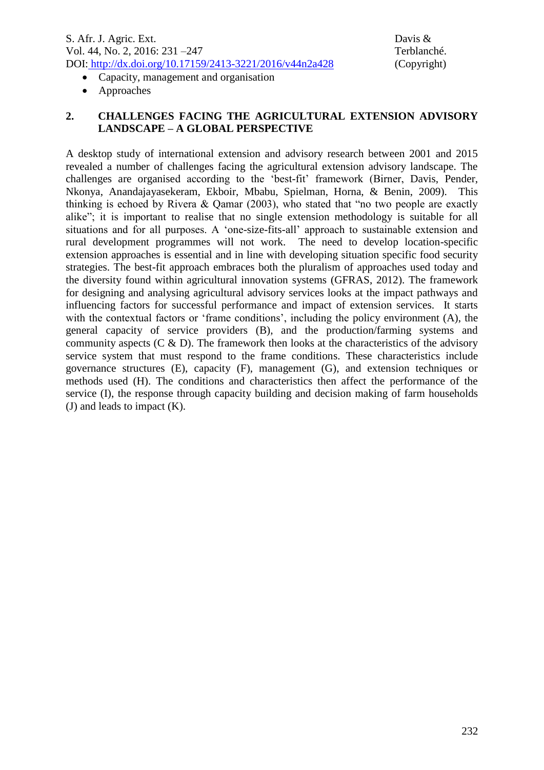- Capacity, management and organisation
- Approaches

## 2. CHALLENGES FACING THE AGRICULTURAL EXTENSION ADVISORY LANDSCAPE – A GLOBAL PERSPECTIVE

A desktop study of international extension and advisory research between 2001 and 2015 revealed a number of challenges facing the agricultural extension advisory landscape. The challenges are organised according to the 'best-fit' framework (Birner, Davis, Pender, Nkonya, Anandajayasekeram, Ekboir, Mbabu, Spielman, Horna, & Benin, 2009). This thinking is echoed by Rivera & Qamar (2003), who stated that "no two people are exactly alike"; it is important to realise that no single extension methodology is suitable for all situations and for all purposes. A 'one-size-fits-all' approach to sustainable extension and rural development programmes will not work. The need to develop location-specific extension approaches is essential and in line with developing situation specific food security strategies. The best-fit approach embraces both the pluralism of approaches used today and the diversity found within agricultural innovation systems (GFRAS, 2012). The framework for designing and analysing agricultural advisory services looks at the impact pathways and influencing factors for successful performance and impact of extension services. It starts with the contextual factors or 'frame conditions', including the policy environment (A), the general capacity of service providers (B), and the production/farming systems and community aspects (C & D). The framework then looks at the characteristics of the advisory service system that must respond to the frame conditions. These characteristics include governance structures (E), capacity (F), management (G), and extension techniques or methods used (H). The conditions and characteristics then affect the performance of the service (I), the response through capacity building and decision making of farm households (J) and leads to impact (K).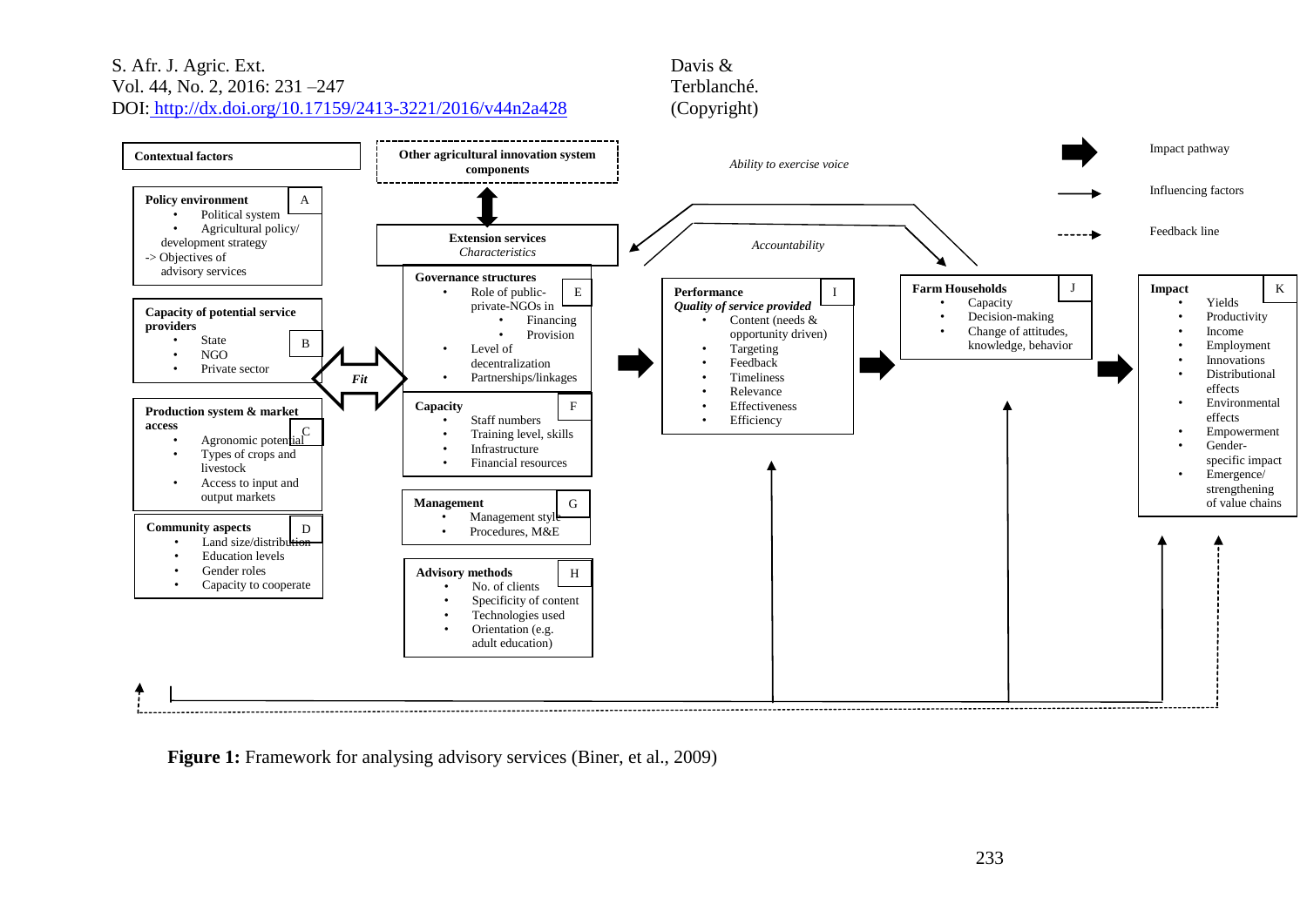**Contextual factors**

**Policy environment** (A)
- Political system
- Agricultural policy/ development strategy

-> Objectives of advisory services

**Capacity of potential service providers** (B)
- State
- NGO
- Private sector

**Production system & market access** (C)
- Agronomic potential
- Types of crops and livestock
- Access to input and output markets

**Community aspects** (D)
- Land size/distribution
- Education levels
- Gender roles
- Capacity to cooperate

*Fit*

**Other agricultural innovation system components**

**Extension services**
*Characteristics*

**Governance structures** (E)
- Role of public-private-NGOs in
  - Financing
  - Provision
- Level of decentralization
- Partnerships/linkages

**Capacity** (F)
- Staff numbers
- Training level, skills
- Infrastructure
- Financial resources

**Management** (G)
- Management style
- Procedures, M&E

**Advisory methods** (H)
- No. of clients
- Specificity of content
- Technologies used
- Orientation (e.g. adult education)

*Ability to exercise voice*

*Accountability*

**Performance** (I)
***Quality of service provided***
- Content (needs & opportunity driven)
- Targeting
- Feedback
- Timeliness
- Relevance
- Effectiveness
- Efficiency

**Farm Households** (J)
- Capacity
- Decision-making
- Change of attitudes, knowledge, behavior

**Impact** (K)
- Yields
- Productivity
- Income
- Employment
- Innovations
- Distributional effects
- Environmental effects
- Empowerment
- Gender-specific impact
- Emergence/ strengthening of value chains

Impact pathway

Influencing factors

Feedback line

**Figure 1:** Framework for analysing advisory services (Biner, et al., 2009)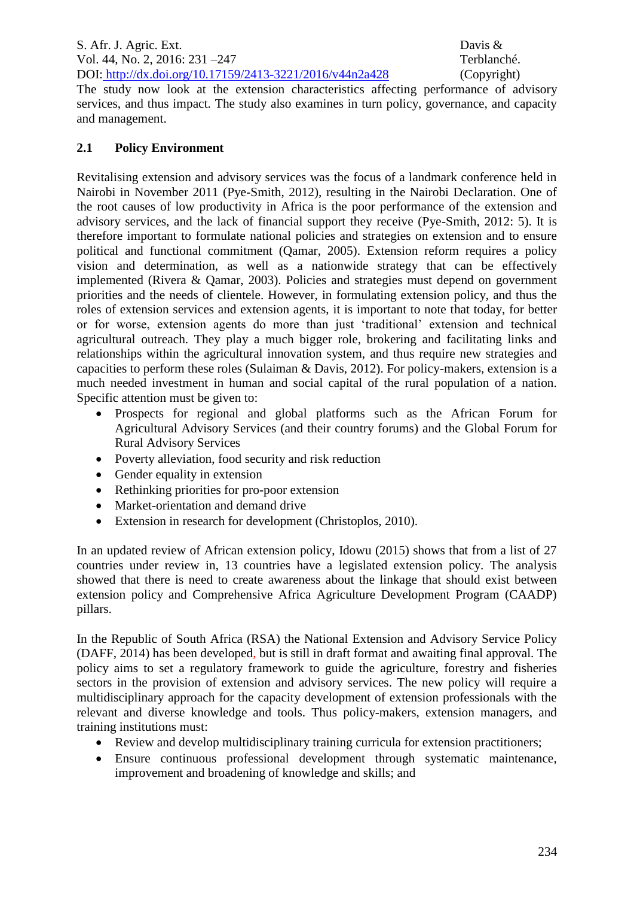The study now look at the extension characteristics affecting performance of advisory services, and thus impact. The study also examines in turn policy, governance, and capacity and management.

## 2.1 Policy Environment

Revitalising extension and advisory services was the focus of a landmark conference held in Nairobi in November 2011 (Pye-Smith, 2012), resulting in the Nairobi Declaration. One of the root causes of low productivity in Africa is the poor performance of the extension and advisory services, and the lack of financial support they receive (Pye-Smith, 2012: 5). It is therefore important to formulate national policies and strategies on extension and to ensure political and functional commitment (Qamar, 2005). Extension reform requires a policy vision and determination, as well as a nationwide strategy that can be effectively implemented (Rivera & Qamar, 2003). Policies and strategies must depend on government priorities and the needs of clientele. However, in formulating extension policy, and thus the roles of extension services and extension agents, it is important to note that today, for better or for worse, extension agents do more than just 'traditional' extension and technical agricultural outreach. They play a much bigger role, brokering and facilitating links and relationships within the agricultural innovation system, and thus require new strategies and capacities to perform these roles (Sulaiman & Davis, 2012). For policy-makers, extension is a much needed investment in human and social capital of the rural population of a nation. Specific attention must be given to:

- Prospects for regional and global platforms such as the African Forum for Agricultural Advisory Services (and their country forums) and the Global Forum for Rural Advisory Services
- Poverty alleviation, food security and risk reduction
- Gender equality in extension
- Rethinking priorities for pro-poor extension
- Market-orientation and demand drive
- Extension in research for development (Christoplos, 2010).

In an updated review of African extension policy, Idowu (2015) shows that from a list of 27 countries under review in, 13 countries have a legislated extension policy. The analysis showed that there is need to create awareness about the linkage that should exist between extension policy and Comprehensive Africa Agriculture Development Program (CAADP) pillars.

In the Republic of South Africa (RSA) the National Extension and Advisory Service Policy (DAFF, 2014) has been developed, but is still in draft format and awaiting final approval. The policy aims to set a regulatory framework to guide the agriculture, forestry and fisheries sectors in the provision of extension and advisory services. The new policy will require a multidisciplinary approach for the capacity development of extension professionals with the relevant and diverse knowledge and tools. Thus policy-makers, extension managers, and training institutions must:

- Review and develop multidisciplinary training curricula for extension practitioners;
- Ensure continuous professional development through systematic maintenance, improvement and broadening of knowledge and skills; and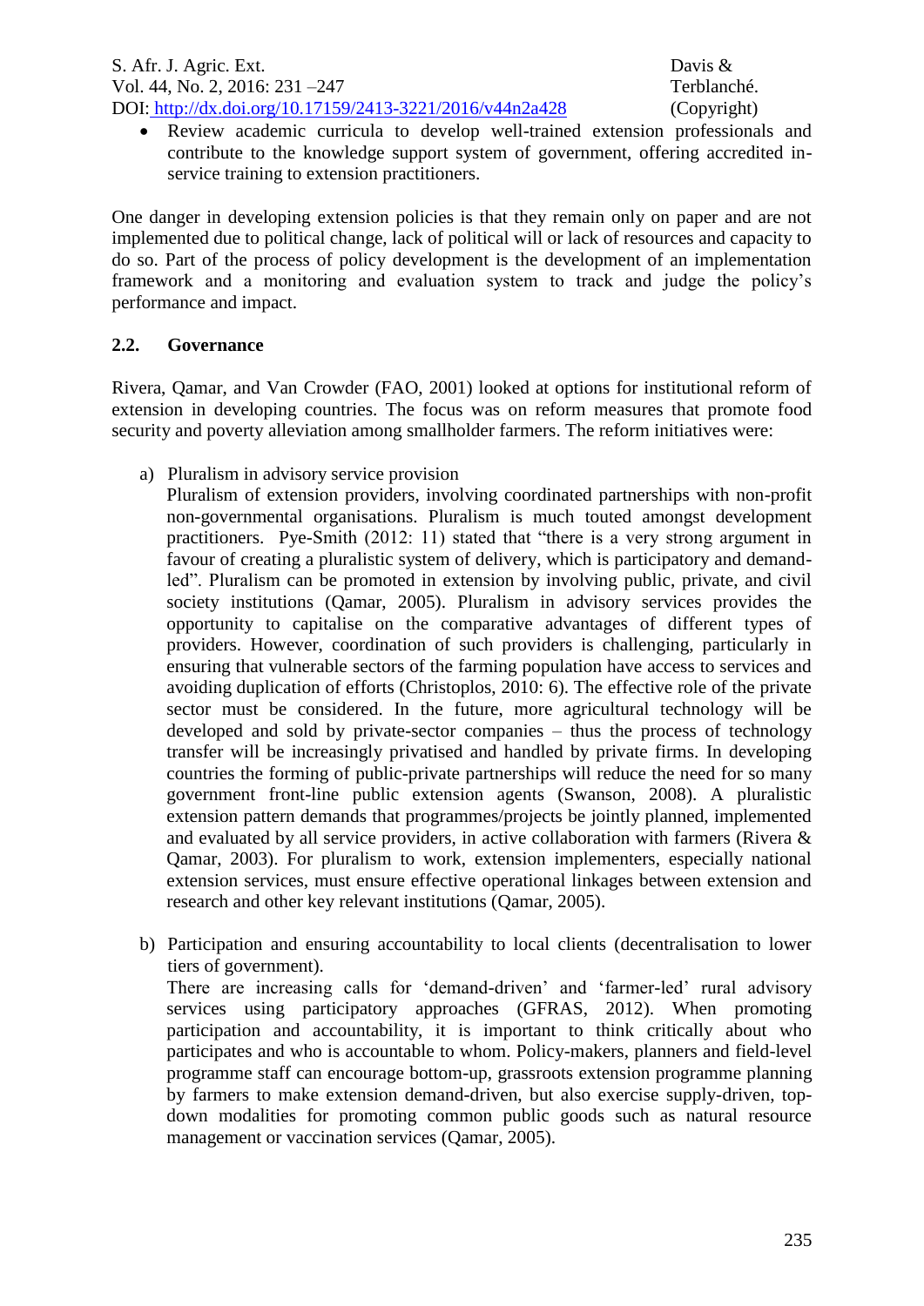- Review academic curricula to develop well-trained extension professionals and contribute to the knowledge support system of government, offering accredited in-service training to extension practitioners.

One danger in developing extension policies is that they remain only on paper and are not implemented due to political change, lack of political will or lack of resources and capacity to do so. Part of the process of policy development is the development of an implementation framework and a monitoring and evaluation system to track and judge the policy's performance and impact.

## 2.2. Governance

Rivera, Qamar, and Van Crowder (FAO, 2001) looked at options for institutional reform of extension in developing countries. The focus was on reform measures that promote food security and poverty alleviation among smallholder farmers. The reform initiatives were:

a) Pluralism in advisory service provision
   Pluralism of extension providers, involving coordinated partnerships with non-profit non-governmental organisations. Pluralism is much touted amongst development practitioners. Pye-Smith (2012: 11) stated that "there is a very strong argument in favour of creating a pluralistic system of delivery, which is participatory and demand-led". Pluralism can be promoted in extension by involving public, private, and civil society institutions (Qamar, 2005). Pluralism in advisory services provides the opportunity to capitalise on the comparative advantages of different types of providers. However, coordination of such providers is challenging, particularly in ensuring that vulnerable sectors of the farming population have access to services and avoiding duplication of efforts (Christoplos, 2010: 6). The effective role of the private sector must be considered. In the future, more agricultural technology will be developed and sold by private-sector companies – thus the process of technology transfer will be increasingly privatised and handled by private firms. In developing countries the forming of public-private partnerships will reduce the need for so many government front-line public extension agents (Swanson, 2008). A pluralistic extension pattern demands that programmes/projects be jointly planned, implemented and evaluated by all service providers, in active collaboration with farmers (Rivera & Qamar, 2003). For pluralism to work, extension implementers, especially national extension services, must ensure effective operational linkages between extension and research and other key relevant institutions (Qamar, 2005).

b) Participation and ensuring accountability to local clients (decentralisation to lower tiers of government).
   There are increasing calls for 'demand-driven' and 'farmer-led' rural advisory services using participatory approaches (GFRAS, 2012). When promoting participation and accountability, it is important to think critically about who participates and who is accountable to whom. Policy-makers, planners and field-level programme staff can encourage bottom-up, grassroots extension programme planning by farmers to make extension demand-driven, but also exercise supply-driven, top-down modalities for promoting common public goods such as natural resource management or vaccination services (Qamar, 2005).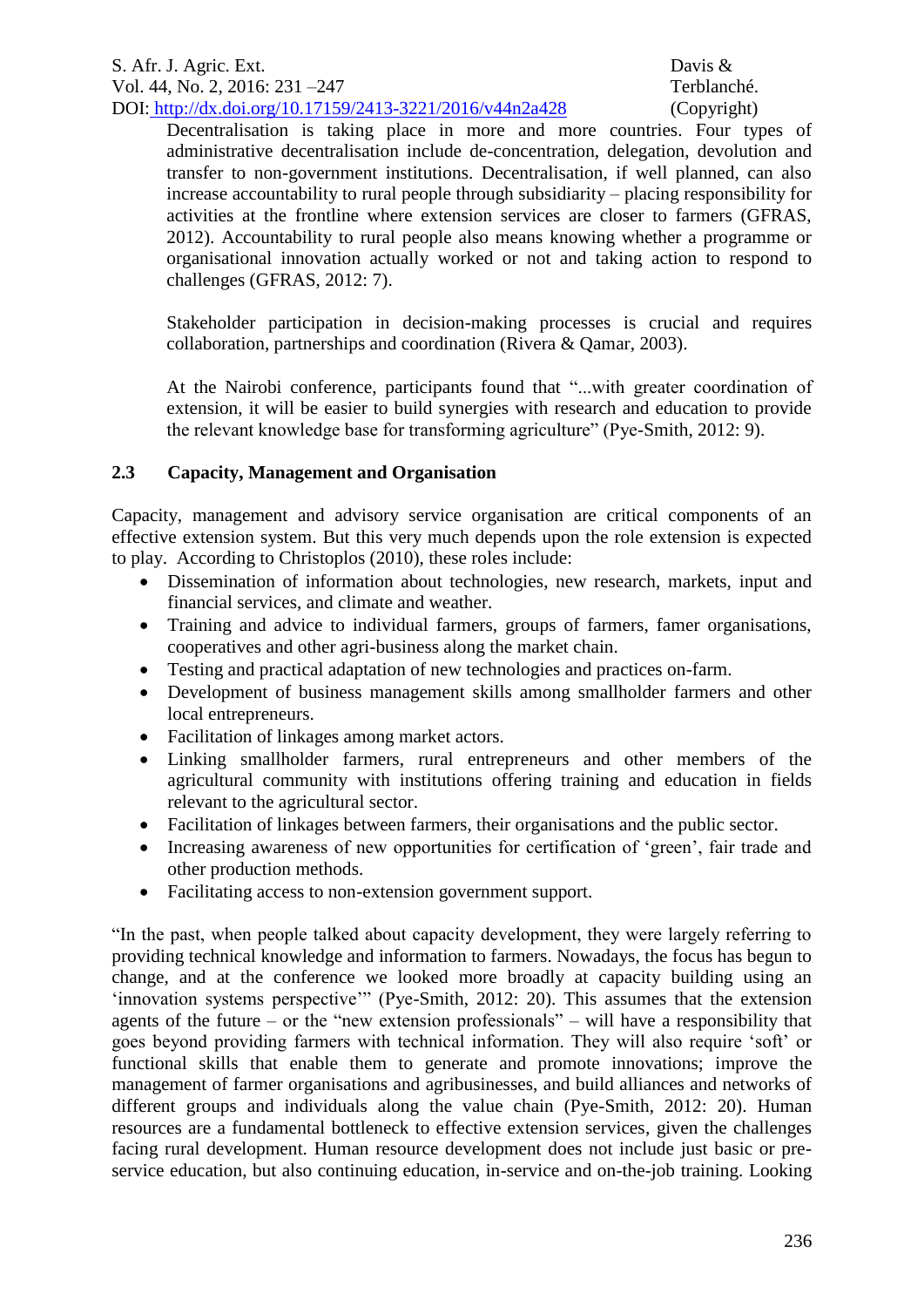Decentralisation is taking place in more and more countries. Four types of administrative decentralisation include de-concentration, delegation, devolution and transfer to non-government institutions. Decentralisation, if well planned, can also increase accountability to rural people through subsidiarity – placing responsibility for activities at the frontline where extension services are closer to farmers (GFRAS, 2012). Accountability to rural people also means knowing whether a programme or organisational innovation actually worked or not and taking action to respond to challenges (GFRAS, 2012: 7).

Stakeholder participation in decision-making processes is crucial and requires collaboration, partnerships and coordination (Rivera & Qamar, 2003).

At the Nairobi conference, participants found that "...with greater coordination of extension, it will be easier to build synergies with research and education to provide the relevant knowledge base for transforming agriculture" (Pye-Smith, 2012: 9).

### 2.3 Capacity, Management and Organisation

Capacity, management and advisory service organisation are critical components of an effective extension system. But this very much depends upon the role extension is expected to play. According to Christoplos (2010), these roles include:

- Dissemination of information about technologies, new research, markets, input and financial services, and climate and weather.
- Training and advice to individual farmers, groups of farmers, famer organisations, cooperatives and other agri-business along the market chain.
- Testing and practical adaptation of new technologies and practices on-farm.
- Development of business management skills among smallholder farmers and other local entrepreneurs.
- Facilitation of linkages among market actors.
- Linking smallholder farmers, rural entrepreneurs and other members of the agricultural community with institutions offering training and education in fields relevant to the agricultural sector.
- Facilitation of linkages between farmers, their organisations and the public sector.
- Increasing awareness of new opportunities for certification of 'green', fair trade and other production methods.
- Facilitating access to non-extension government support.

"In the past, when people talked about capacity development, they were largely referring to providing technical knowledge and information to farmers. Nowadays, the focus has begun to change, and at the conference we looked more broadly at capacity building using an 'innovation systems perspective'" (Pye-Smith, 2012: 20). This assumes that the extension agents of the future – or the "new extension professionals" – will have a responsibility that goes beyond providing farmers with technical information. They will also require 'soft' or functional skills that enable them to generate and promote innovations; improve the management of farmer organisations and agribusinesses, and build alliances and networks of different groups and individuals along the value chain (Pye-Smith, 2012: 20). Human resources are a fundamental bottleneck to effective extension services, given the challenges facing rural development. Human resource development does not include just basic or pre-service education, but also continuing education, in-service and on-the-job training. Looking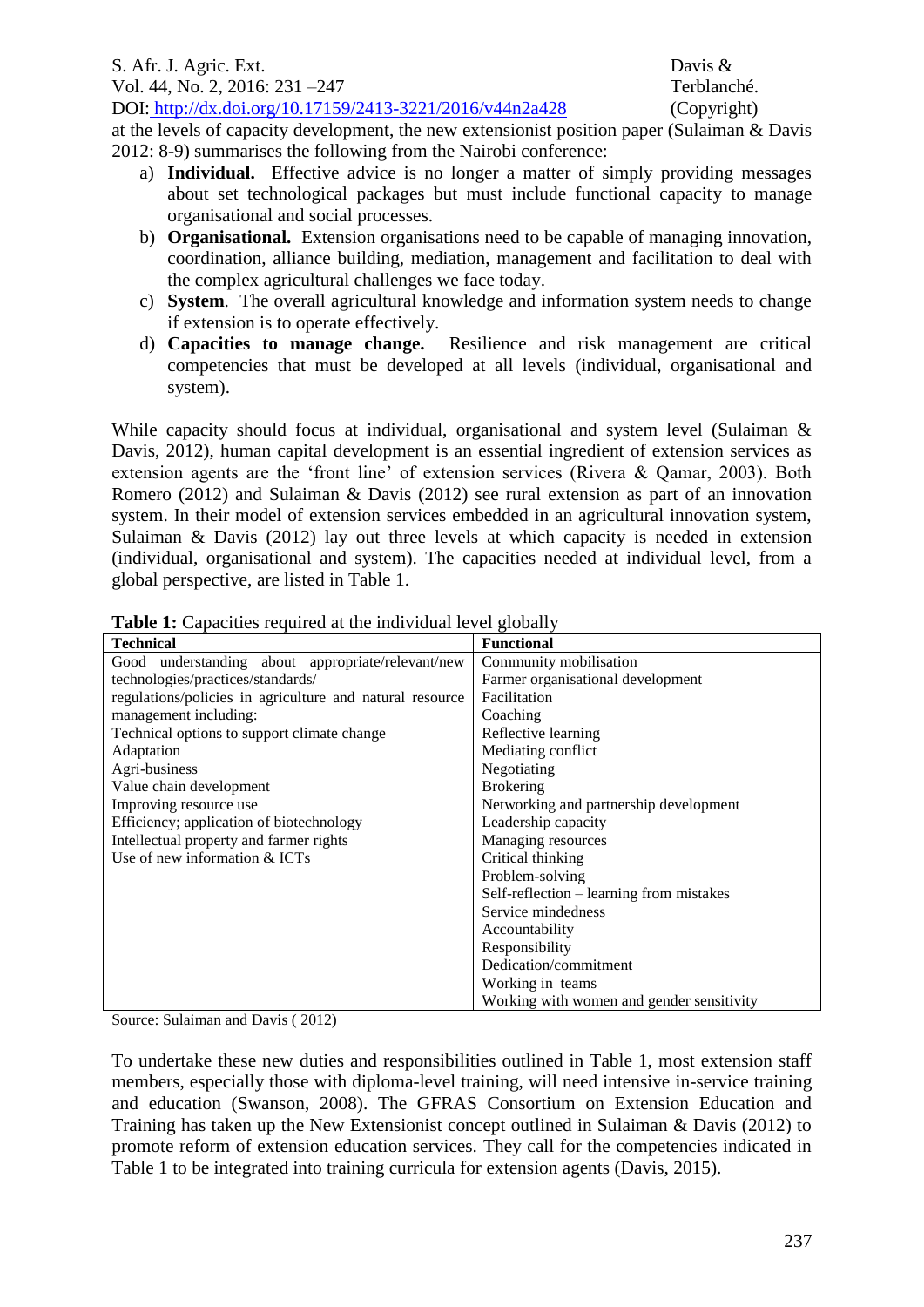at the levels of capacity development, the new extensionist position paper (Sulaiman & Davis 2012: 8-9) summarises the following from the Nairobi conference:

a) **Individual.** Effective advice is no longer a matter of simply providing messages about set technological packages but must include functional capacity to manage organisational and social processes.
b) **Organisational.** Extension organisations need to be capable of managing innovation, coordination, alliance building, mediation, management and facilitation to deal with the complex agricultural challenges we face today.
c) **System**. The overall agricultural knowledge and information system needs to change if extension is to operate effectively.
d) **Capacities to manage change.** Resilience and risk management are critical competencies that must be developed at all levels (individual, organisational and system).

While capacity should focus at individual, organisational and system level (Sulaiman & Davis, 2012), human capital development is an essential ingredient of extension services as extension agents are the 'front line' of extension services (Rivera & Qamar, 2003). Both Romero (2012) and Sulaiman & Davis (2012) see rural extension as part of an innovation system. In their model of extension services embedded in an agricultural innovation system, Sulaiman & Davis (2012) lay out three levels at which capacity is needed in extension (individual, organisational and system). The capacities needed at individual level, from a global perspective, are listed in Table 1.

**Table 1:** Capacities required at the individual level globally

| Technical | Functional |
|---|---|
| Good understanding about appropriate/relevant/new technologies/practices/standards/ regulations/policies in agriculture and natural resource management including: | Community mobilisation |
| | Farmer organisational development |
| | Facilitation |
| | Coaching |
| Technical options to support climate change | Reflective learning |
| Adaptation | Mediating conflict |
| Agri-business | Negotiating |
| Value chain development | Brokering |
| Improving resource use | Networking and partnership development |
| Efficiency; application of biotechnology | Leadership capacity |
| Intellectual property and farmer rights | Managing resources |
| Use of new information & ICTs | Critical thinking |
| | Problem-solving |
| | Self-reflection – learning from mistakes |
| | Service mindedness |
| | Accountability |
| | Responsibility |
| | Dedication/commitment |
| | Working in teams |
| | Working with women and gender sensitivity |

Source: Sulaiman and Davis ( 2012)

To undertake these new duties and responsibilities outlined in Table 1, most extension staff members, especially those with diploma-level training, will need intensive in-service training and education (Swanson, 2008). The GFRAS Consortium on Extension Education and Training has taken up the New Extensionist concept outlined in Sulaiman & Davis (2012) to promote reform of extension education services. They call for the competencies indicated in Table 1 to be integrated into training curricula for extension agents (Davis, 2015).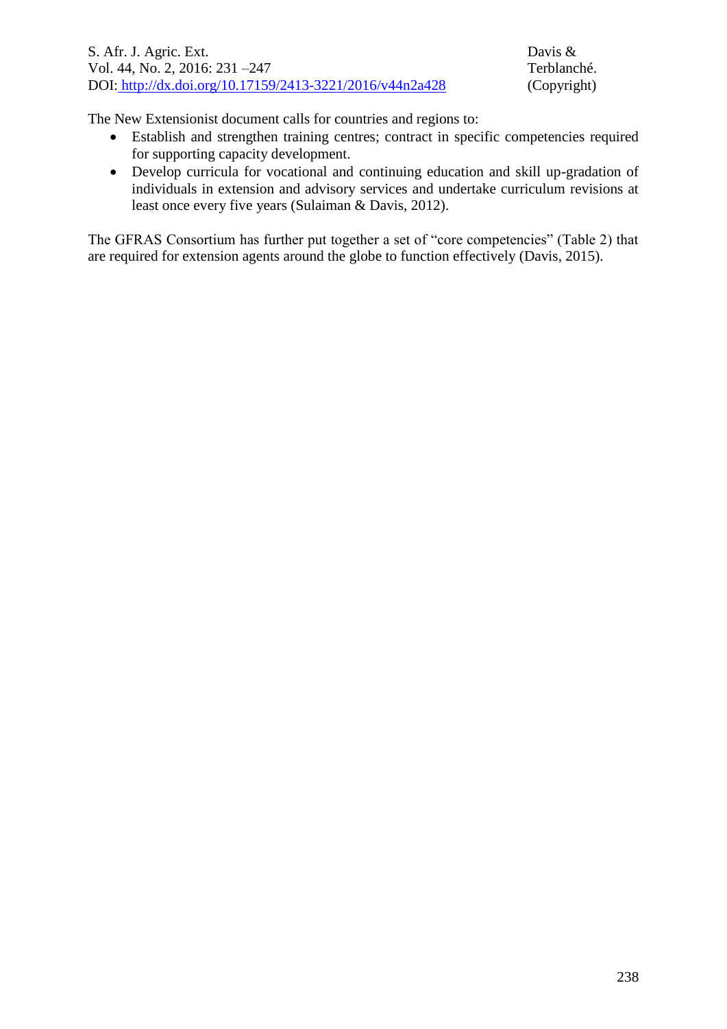The New Extensionist document calls for countries and regions to:

- Establish and strengthen training centres; contract in specific competencies required for supporting capacity development.
- Develop curricula for vocational and continuing education and skill up-gradation of individuals in extension and advisory services and undertake curriculum revisions at least once every five years (Sulaiman & Davis, 2012).

The GFRAS Consortium has further put together a set of "core competencies" (Table 2) that are required for extension agents around the globe to function effectively (Davis, 2015).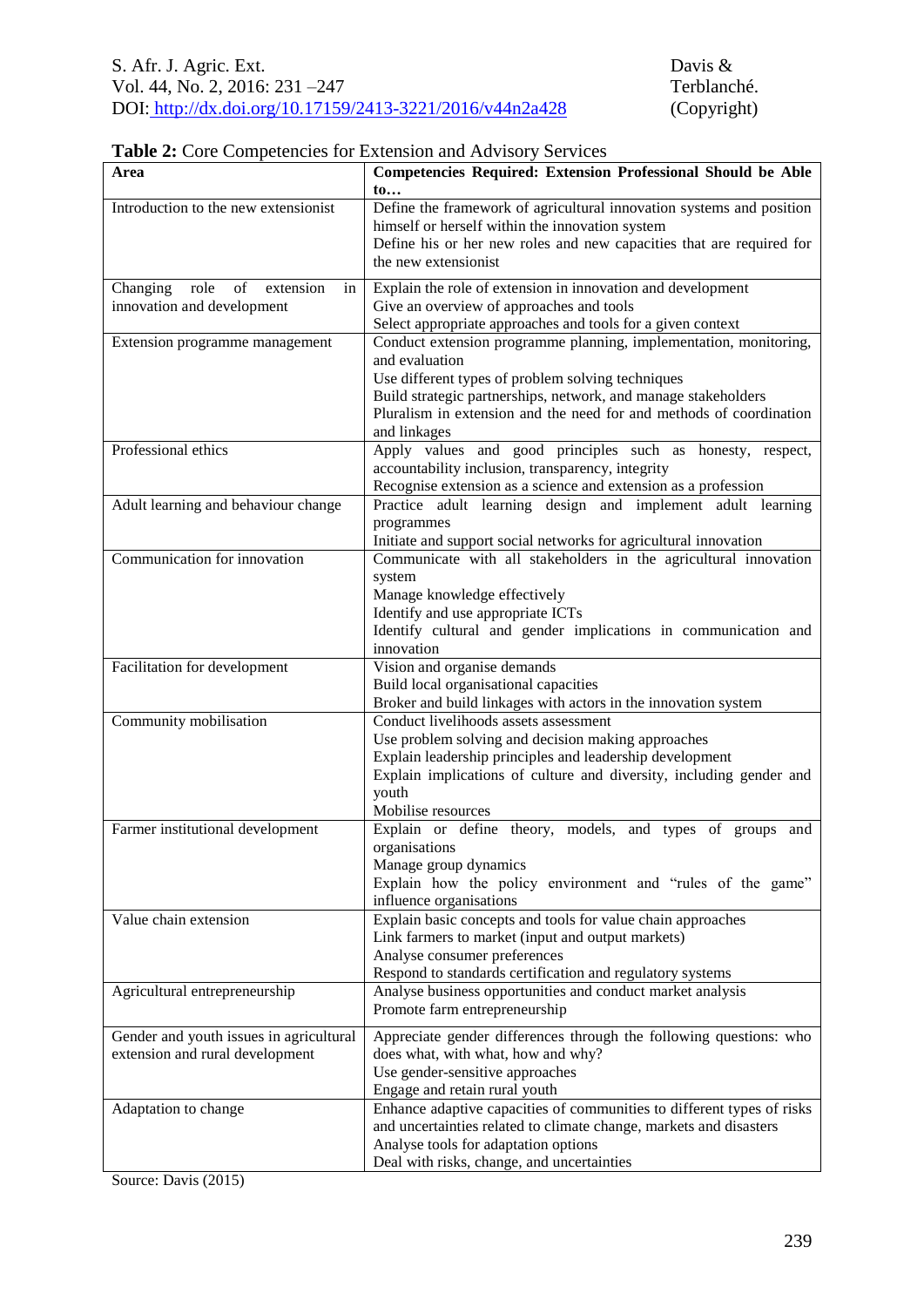**Table 2:** Core Competencies for Extension and Advisory Services

| Area | Competencies Required: Extension Professional Should be Able to… |
|---|---|
| Introduction to the new extensionist | Define the framework of agricultural innovation systems and position himself or herself within the innovation system<br>Define his or her new roles and new capacities that are required for the new extensionist |
| Changing role of extension in innovation and development | Explain the role of extension in innovation and development<br>Give an overview of approaches and tools<br>Select appropriate approaches and tools for a given context |
| Extension programme management | Conduct extension programme planning, implementation, monitoring, and evaluation<br>Use different types of problem solving techniques<br>Build strategic partnerships, network, and manage stakeholders<br>Pluralism in extension and the need for and methods of coordination and linkages |
| Professional ethics | Apply values and good principles such as honesty, respect, accountability inclusion, transparency, integrity<br>Recognise extension as a science and extension as a profession |
| Adult learning and behaviour change | Practice adult learning design and implement adult learning programmes<br>Initiate and support social networks for agricultural innovation |
| Communication for innovation | Communicate with all stakeholders in the agricultural innovation system<br>Manage knowledge effectively<br>Identify and use appropriate ICTs<br>Identify cultural and gender implications in communication and innovation |
| Facilitation for development | Vision and organise demands<br>Build local organisational capacities<br>Broker and build linkages with actors in the innovation system |
| Community mobilisation | Conduct livelihoods assets assessment<br>Use problem solving and decision making approaches<br>Explain leadership principles and leadership development<br>Explain implications of culture and diversity, including gender and youth<br>Mobilise resources |
| Farmer institutional development | Explain or define theory, models, and types of groups and organisations<br>Manage group dynamics<br>Explain how the policy environment and "rules of the game" influence organisations |
| Value chain extension | Explain basic concepts and tools for value chain approaches<br>Link farmers to market (input and output markets)<br>Analyse consumer preferences<br>Respond to standards certification and regulatory systems |
| Agricultural entrepreneurship | Analyse business opportunities and conduct market analysis<br>Promote farm entrepreneurship |
| Gender and youth issues in agricultural extension and rural development | Appreciate gender differences through the following questions: who does what, with what, how and why?<br>Use gender-sensitive approaches<br>Engage and retain rural youth |
| Adaptation to change | Enhance adaptive capacities of communities to different types of risks and uncertainties related to climate change, markets and disasters<br>Analyse tools for adaptation options<br>Deal with risks, change, and uncertainties |

Source: Davis (2015)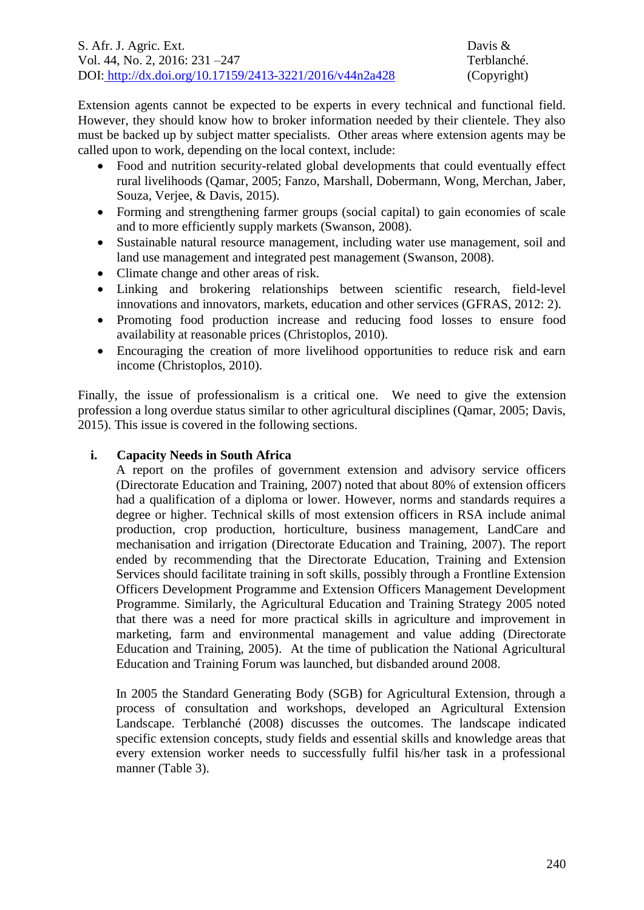Extension agents cannot be expected to be experts in every technical and functional field. However, they should know how to broker information needed by their clientele. They also must be backed up by subject matter specialists. Other areas where extension agents may be called upon to work, depending on the local context, include:

- Food and nutrition security-related global developments that could eventually effect rural livelihoods (Qamar, 2005; Fanzo, Marshall, Dobermann, Wong, Merchan, Jaber, Souza, Verjee, & Davis, 2015).
- Forming and strengthening farmer groups (social capital) to gain economies of scale and to more efficiently supply markets (Swanson, 2008).
- Sustainable natural resource management, including water use management, soil and land use management and integrated pest management (Swanson, 2008).
- Climate change and other areas of risk.
- Linking and brokering relationships between scientific research, field-level innovations and innovators, markets, education and other services (GFRAS, 2012: 2).
- Promoting food production increase and reducing food losses to ensure food availability at reasonable prices (Christoplos, 2010).
- Encouraging the creation of more livelihood opportunities to reduce risk and earn income (Christoplos, 2010).

Finally, the issue of professionalism is a critical one. We need to give the extension profession a long overdue status similar to other agricultural disciplines (Qamar, 2005; Davis, 2015). This issue is covered in the following sections.

### i. Capacity Needs in South Africa

A report on the profiles of government extension and advisory service officers (Directorate Education and Training, 2007) noted that about 80% of extension officers had a qualification of a diploma or lower. However, norms and standards requires a degree or higher. Technical skills of most extension officers in RSA include animal production, crop production, horticulture, business management, LandCare and mechanisation and irrigation (Directorate Education and Training, 2007). The report ended by recommending that the Directorate Education, Training and Extension Services should facilitate training in soft skills, possibly through a Frontline Extension Officers Development Programme and Extension Officers Management Development Programme. Similarly, the Agricultural Education and Training Strategy 2005 noted that there was a need for more practical skills in agriculture and improvement in marketing, farm and environmental management and value adding (Directorate Education and Training, 2005). At the time of publication the National Agricultural Education and Training Forum was launched, but disbanded around 2008.

In 2005 the Standard Generating Body (SGB) for Agricultural Extension, through a process of consultation and workshops, developed an Agricultural Extension Landscape. Terblanché (2008) discusses the outcomes. The landscape indicated specific extension concepts, study fields and essential skills and knowledge areas that every extension worker needs to successfully fulfil his/her task in a professional manner (Table 3).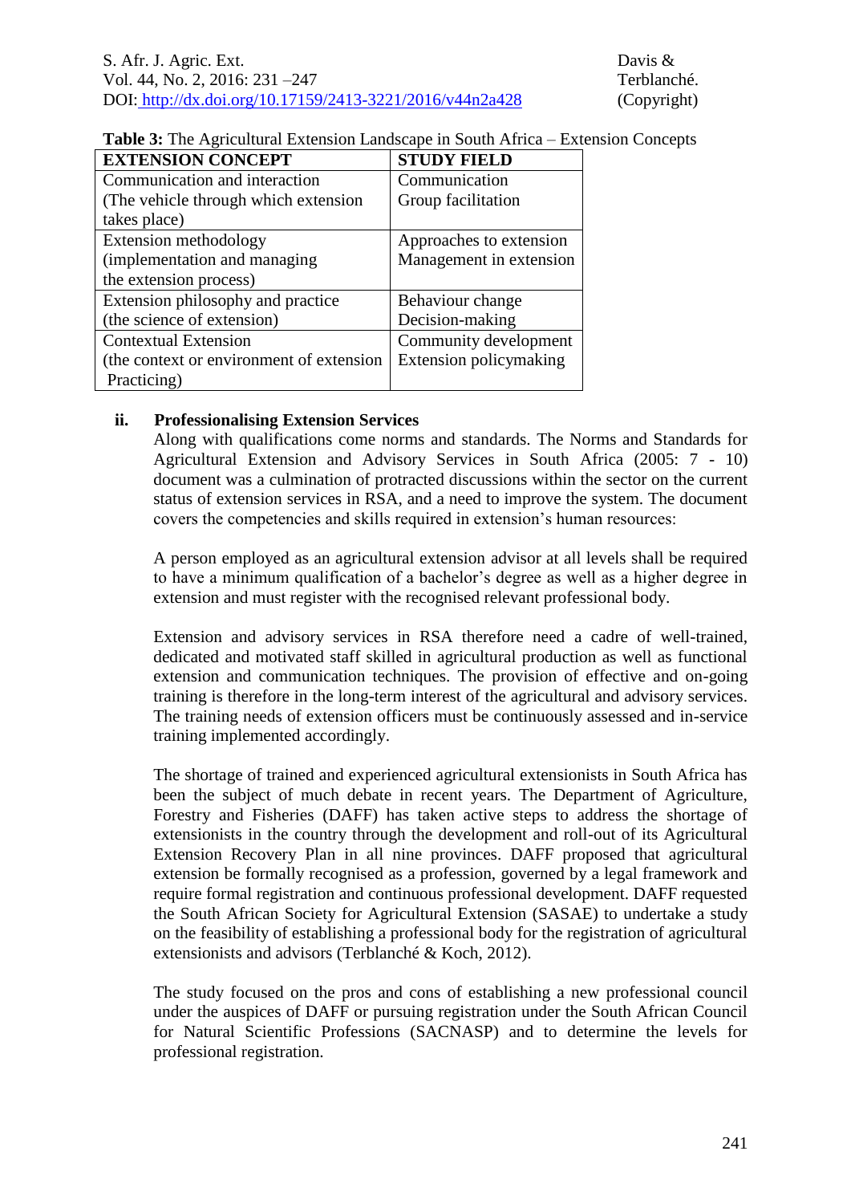**Table 3:** The Agricultural Extension Landscape in South Africa – Extension Concepts

| EXTENSION CONCEPT | STUDY FIELD |
|---|---|
| Communication and interaction (The vehicle through which extension takes place) | Communication Group facilitation |
| Extension methodology (implementation and managing the extension process) | Approaches to extension Management in extension |
| Extension philosophy and practice (the science of extension) | Behaviour change Decision-making |
| Contextual Extension (the context or environment of extension Practicing) | Community development Extension policymaking |

### ii. Professionalising Extension Services

Along with qualifications come norms and standards. The Norms and Standards for Agricultural Extension and Advisory Services in South Africa (2005: 7 - 10) document was a culmination of protracted discussions within the sector on the current status of extension services in RSA, and a need to improve the system. The document covers the competencies and skills required in extension's human resources:

A person employed as an agricultural extension advisor at all levels shall be required to have a minimum qualification of a bachelor's degree as well as a higher degree in extension and must register with the recognised relevant professional body.

Extension and advisory services in RSA therefore need a cadre of well-trained, dedicated and motivated staff skilled in agricultural production as well as functional extension and communication techniques. The provision of effective and on-going training is therefore in the long-term interest of the agricultural and advisory services. The training needs of extension officers must be continuously assessed and in-service training implemented accordingly.

The shortage of trained and experienced agricultural extensionists in South Africa has been the subject of much debate in recent years. The Department of Agriculture, Forestry and Fisheries (DAFF) has taken active steps to address the shortage of extensionists in the country through the development and roll-out of its Agricultural Extension Recovery Plan in all nine provinces. DAFF proposed that agricultural extension be formally recognised as a profession, governed by a legal framework and require formal registration and continuous professional development. DAFF requested the South African Society for Agricultural Extension (SASAE) to undertake a study on the feasibility of establishing a professional body for the registration of agricultural extensionists and advisors (Terblanché & Koch, 2012).

The study focused on the pros and cons of establishing a new professional council under the auspices of DAFF or pursuing registration under the South African Council for Natural Scientific Professions (SACNASP) and to determine the levels for professional registration.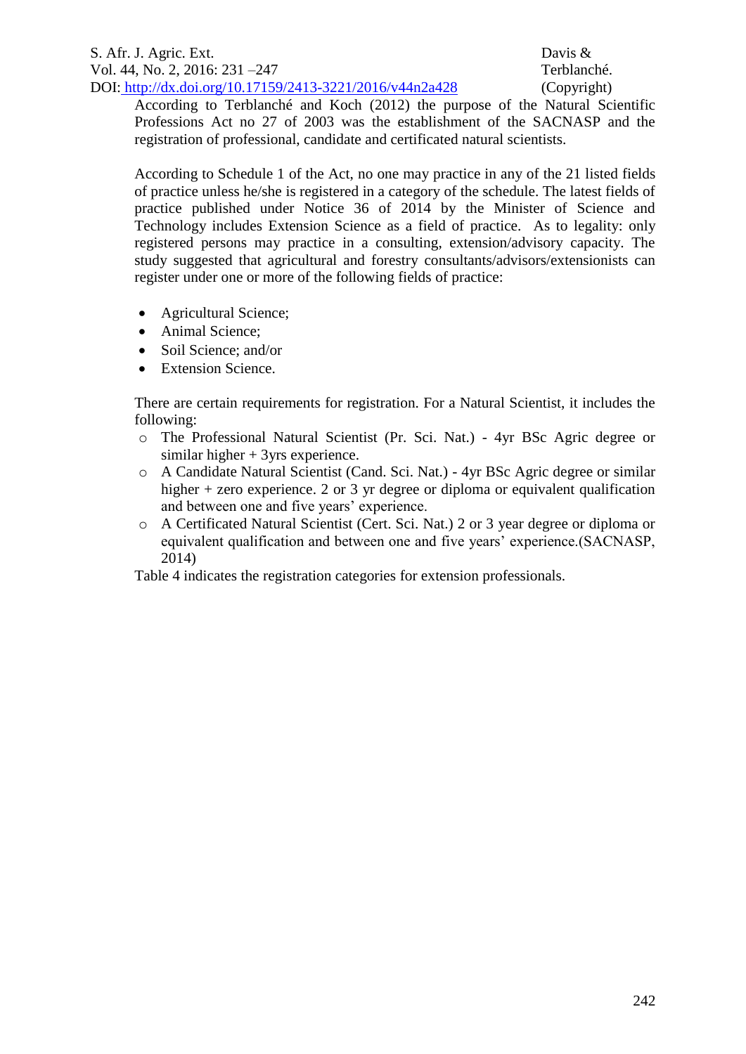According to Terblanché and Koch (2012) the purpose of the Natural Scientific Professions Act no 27 of 2003 was the establishment of the SACNASP and the registration of professional, candidate and certificated natural scientists.

According to Schedule 1 of the Act, no one may practice in any of the 21 listed fields of practice unless he/she is registered in a category of the schedule. The latest fields of practice published under Notice 36 of 2014 by the Minister of Science and Technology includes Extension Science as a field of practice. As to legality: only registered persons may practice in a consulting, extension/advisory capacity. The study suggested that agricultural and forestry consultants/advisors/extensionists can register under one or more of the following fields of practice:

- Agricultural Science;
- Animal Science;
- Soil Science; and/or
- Extension Science.

There are certain requirements for registration. For a Natural Scientist, it includes the following:

- The Professional Natural Scientist (Pr. Sci. Nat.) - 4yr BSc Agric degree or similar higher + 3yrs experience.
- A Candidate Natural Scientist (Cand. Sci. Nat.) - 4yr BSc Agric degree or similar higher + zero experience. 2 or 3 yr degree or diploma or equivalent qualification and between one and five years' experience.
- A Certificated Natural Scientist (Cert. Sci. Nat.) 2 or 3 year degree or diploma or equivalent qualification and between one and five years' experience.(SACNASP, 2014)

Table 4 indicates the registration categories for extension professionals.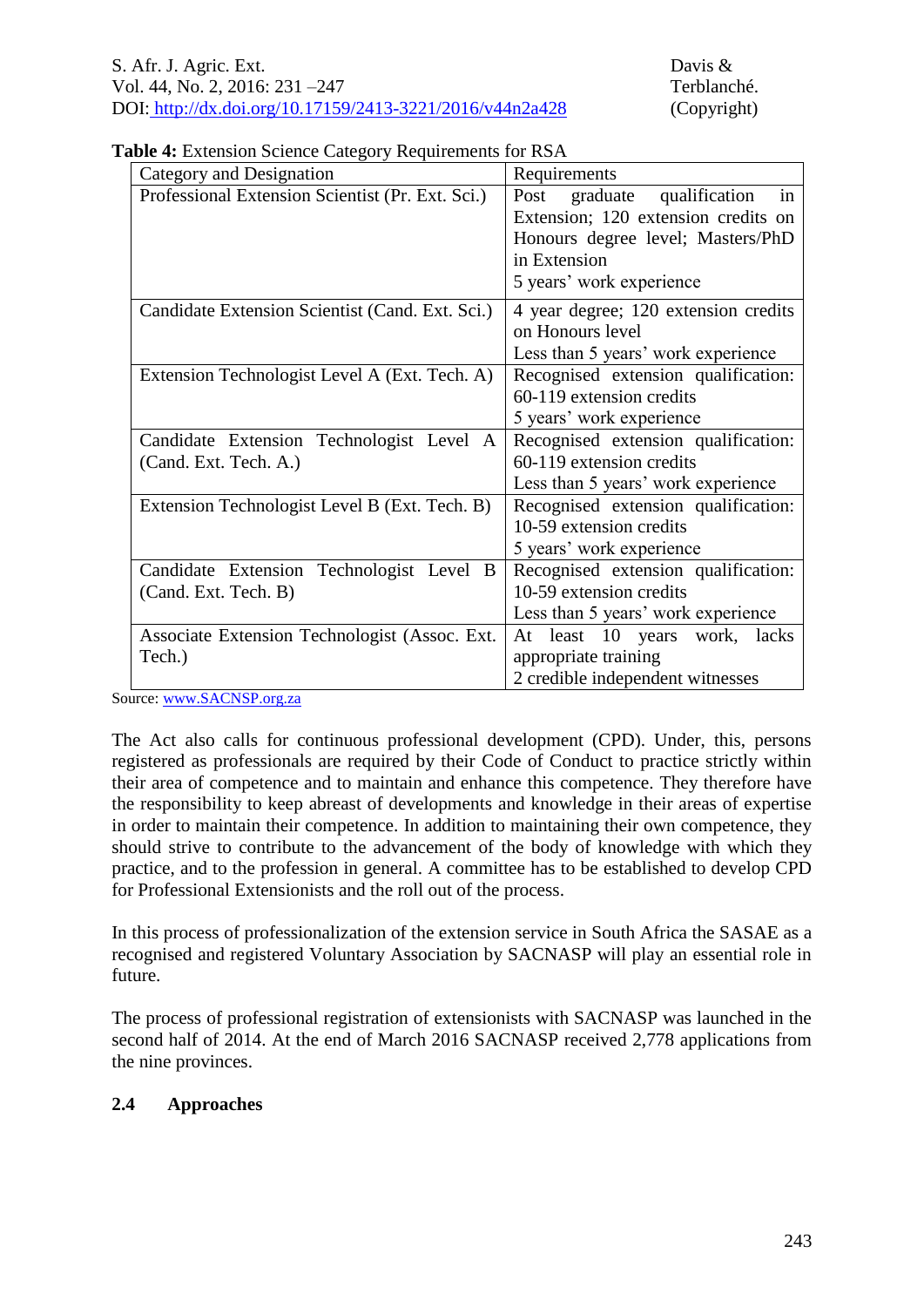**Table 4:** Extension Science Category Requirements for RSA

| Category and Designation | Requirements |
|---|---|
| Professional Extension Scientist (Pr. Ext. Sci.) | Post graduate qualification in Extension; 120 extension credits on Honours degree level; Masters/PhD in Extension<br>5 years' work experience |
| Candidate Extension Scientist (Cand. Ext. Sci.) | 4 year degree; 120 extension credits on Honours level<br>Less than 5 years' work experience |
| Extension Technologist Level A (Ext. Tech. A) | Recognised extension qualification: 60-119 extension credits<br>5 years' work experience |
| Candidate Extension Technologist Level A (Cand. Ext. Tech. A.) | Recognised extension qualification: 60-119 extension credits<br>Less than 5 years' work experience |
| Extension Technologist Level B (Ext. Tech. B) | Recognised extension qualification: 10-59 extension credits<br>5 years' work experience |
| Candidate Extension Technologist Level B (Cand. Ext. Tech. B) | Recognised extension qualification: 10-59 extension credits<br>Less than 5 years' work experience |
| Associate Extension Technologist (Assoc. Ext. Tech.) | At least 10 years work, lacks appropriate training<br>2 credible independent witnesses |

Source: www.SACNSP.org.za

The Act also calls for continuous professional development (CPD). Under, this, persons registered as professionals are required by their Code of Conduct to practice strictly within their area of competence and to maintain and enhance this competence. They therefore have the responsibility to keep abreast of developments and knowledge in their areas of expertise in order to maintain their competence. In addition to maintaining their own competence, they should strive to contribute to the advancement of the body of knowledge with which they practice, and to the profession in general. A committee has to be established to develop CPD for Professional Extensionists and the roll out of the process.

In this process of professionalization of the extension service in South Africa the SASAE as a recognised and registered Voluntary Association by SACNASP will play an essential role in future.

The process of professional registration of extensionists with SACNASP was launched in the second half of 2014. At the end of March 2016 SACNASP received 2,778 applications from the nine provinces.

## 2.4 Approaches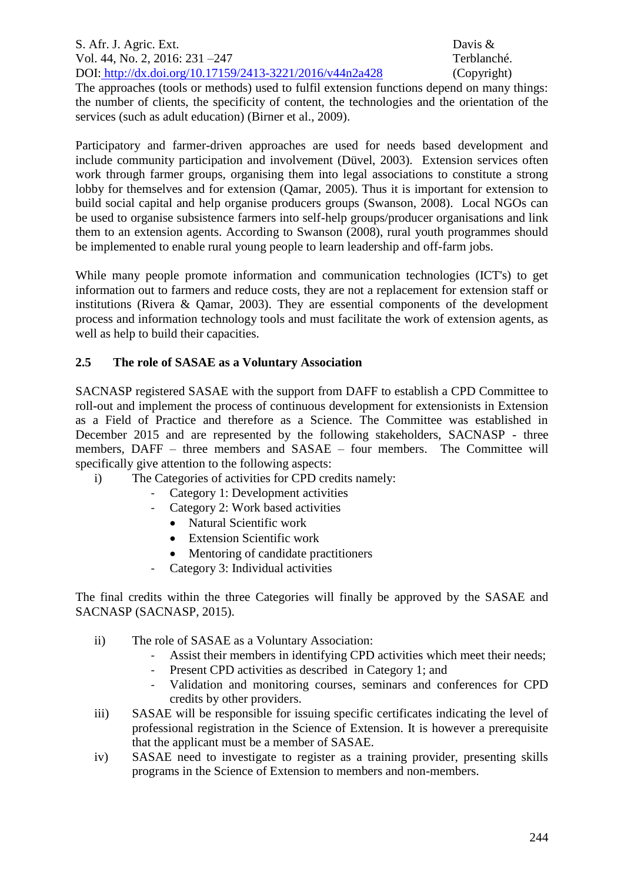The approaches (tools or methods) used to fulfil extension functions depend on many things: the number of clients, the specificity of content, the technologies and the orientation of the services (such as adult education) (Birner et al., 2009).

Participatory and farmer-driven approaches are used for needs based development and include community participation and involvement (Düvel, 2003). Extension services often work through farmer groups, organising them into legal associations to constitute a strong lobby for themselves and for extension (Qamar, 2005). Thus it is important for extension to build social capital and help organise producers groups (Swanson, 2008). Local NGOs can be used to organise subsistence farmers into self-help groups/producer organisations and link them to an extension agents. According to Swanson (2008), rural youth programmes should be implemented to enable rural young people to learn leadership and off-farm jobs.

While many people promote information and communication technologies (ICT's) to get information out to farmers and reduce costs, they are not a replacement for extension staff or institutions (Rivera & Qamar, 2003). They are essential components of the development process and information technology tools and must facilitate the work of extension agents, as well as help to build their capacities.

### 2.5 The role of SASAE as a Voluntary Association

SACNASP registered SASAE with the support from DAFF to establish a CPD Committee to roll-out and implement the process of continuous development for extensionists in Extension as a Field of Practice and therefore as a Science. The Committee was established in December 2015 and are represented by the following stakeholders, SACNASP - three members, DAFF – three members and SASAE – four members. The Committee will specifically give attention to the following aspects:

i) The Categories of activities for CPD credits namely:
   - Category 1: Development activities
   - Category 2: Work based activities
     - Natural Scientific work
     - Extension Scientific work
     - Mentoring of candidate practitioners
   - Category 3: Individual activities

The final credits within the three Categories will finally be approved by the SASAE and SACNASP (SACNASP, 2015).

ii) The role of SASAE as a Voluntary Association:
   - Assist their members in identifying CPD activities which meet their needs;
   - Present CPD activities as described in Category 1; and
   - Validation and monitoring courses, seminars and conferences for CPD credits by other providers.

iii) SASAE will be responsible for issuing specific certificates indicating the level of professional registration in the Science of Extension. It is however a prerequisite that the applicant must be a member of SASAE.

iv) SASAE need to investigate to register as a training provider, presenting skills programs in the Science of Extension to members and non-members.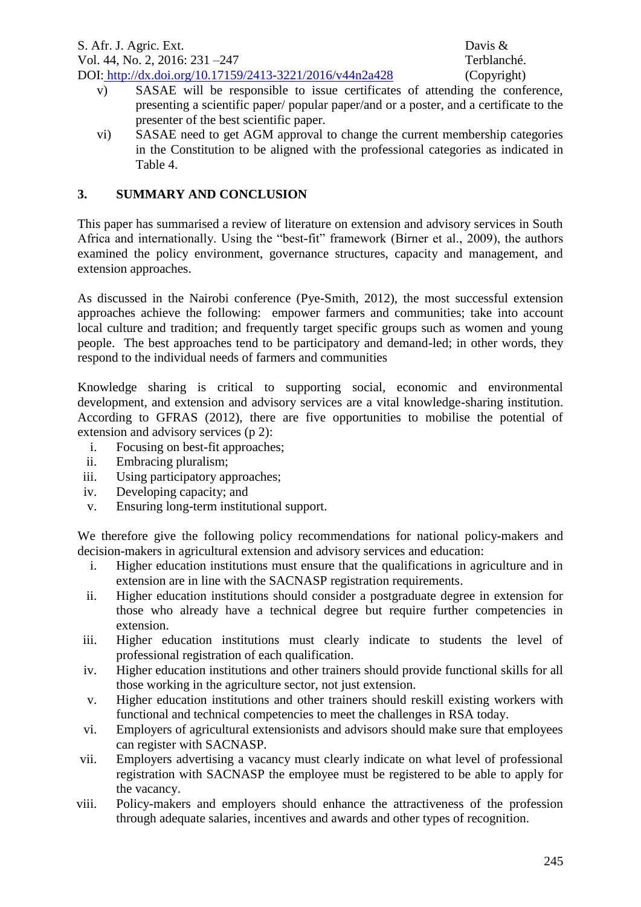v) SASAE will be responsible to issue certificates of attending the conference, presenting a scientific paper/ popular paper/and or a poster, and a certificate to the presenter of the best scientific paper.

vi) SASAE need to get AGM approval to change the current membership categories in the Constitution to be aligned with the professional categories as indicated in Table 4.

## 3. SUMMARY AND CONCLUSION

This paper has summarised a review of literature on extension and advisory services in South Africa and internationally. Using the "best-fit" framework (Birner et al., 2009), the authors examined the policy environment, governance structures, capacity and management, and extension approaches.

As discussed in the Nairobi conference (Pye-Smith, 2012), the most successful extension approaches achieve the following: empower farmers and communities; take into account local culture and tradition; and frequently target specific groups such as women and young people. The best approaches tend to be participatory and demand-led; in other words, they respond to the individual needs of farmers and communities

Knowledge sharing is critical to supporting social, economic and environmental development, and extension and advisory services are a vital knowledge-sharing institution. According to GFRAS (2012), there are five opportunities to mobilise the potential of extension and advisory services (p 2):

i. Focusing on best-fit approaches;
ii. Embracing pluralism;
iii. Using participatory approaches;
iv. Developing capacity; and
v. Ensuring long-term institutional support.

We therefore give the following policy recommendations for national policy-makers and decision-makers in agricultural extension and advisory services and education:

i. Higher education institutions must ensure that the qualifications in agriculture and in extension are in line with the SACNASP registration requirements.
ii. Higher education institutions should consider a postgraduate degree in extension for those who already have a technical degree but require further competencies in extension.
iii. Higher education institutions must clearly indicate to students the level of professional registration of each qualification.
iv. Higher education institutions and other trainers should provide functional skills for all those working in the agriculture sector, not just extension.
v. Higher education institutions and other trainers should reskill existing workers with functional and technical competencies to meet the challenges in RSA today.
vi. Employers of agricultural extensionists and advisors should make sure that employees can register with SACNASP.
vii. Employers advertising a vacancy must clearly indicate on what level of professional registration with SACNASP the employee must be registered to be able to apply for the vacancy.
viii. Policy-makers and employers should enhance the attractiveness of the profession through adequate salaries, incentives and awards and other types of recognition.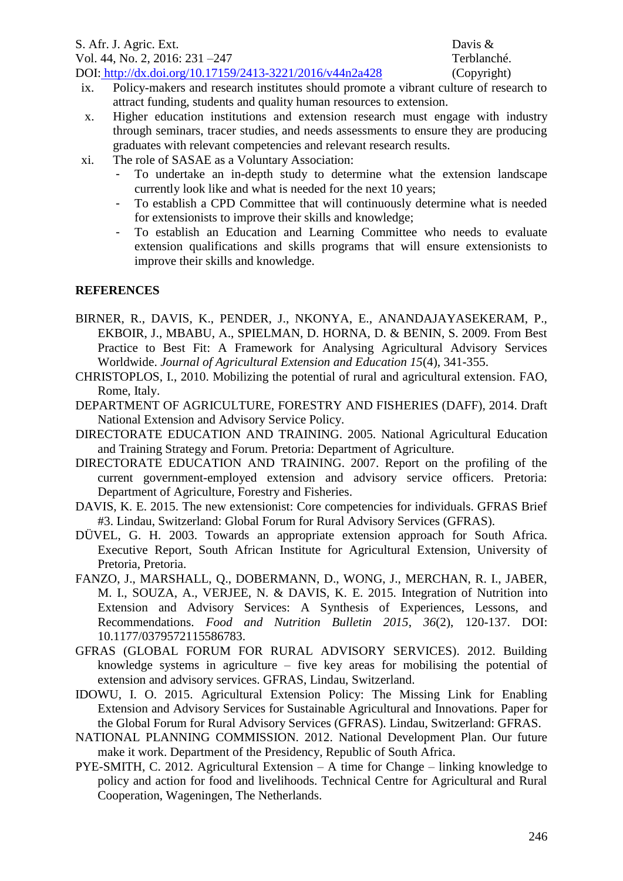ix. Policy-makers and research institutes should promote a vibrant culture of research to attract funding, students and quality human resources to extension.

x. Higher education institutions and extension research must engage with industry through seminars, tracer studies, and needs assessments to ensure they are producing graduates with relevant competencies and relevant research results.

xi. The role of SASAE as a Voluntary Association:
   - To undertake an in-depth study to determine what the extension landscape currently look like and what is needed for the next 10 years;
   - To establish a CPD Committee that will continuously determine what is needed for extensionists to improve their skills and knowledge;
   - To establish an Education and Learning Committee who needs to evaluate extension qualifications and skills programs that will ensure extensionists to improve their skills and knowledge.

## REFERENCES

BIRNER, R., DAVIS, K., PENDER, J., NKONYA, E., ANANDAJAYASEKERAM, P., EKBOIR, J., MBABU, A., SPIELMAN, D. HORNA, D. & BENIN, S. 2009. From Best Practice to Best Fit: A Framework for Analysing Agricultural Advisory Services Worldwide. *Journal of Agricultural Extension and Education 15*(4), 341-355.

CHRISTOPLOS, I., 2010. Mobilizing the potential of rural and agricultural extension. FAO, Rome, Italy.

DEPARTMENT OF AGRICULTURE, FORESTRY AND FISHERIES (DAFF), 2014. Draft National Extension and Advisory Service Policy.

DIRECTORATE EDUCATION AND TRAINING. 2005. National Agricultural Education and Training Strategy and Forum. Pretoria: Department of Agriculture.

DIRECTORATE EDUCATION AND TRAINING. 2007. Report on the profiling of the current government-employed extension and advisory service officers. Pretoria: Department of Agriculture, Forestry and Fisheries.

DAVIS, K. E. 2015. The new extensionist: Core competencies for individuals. GFRAS Brief #3. Lindau, Switzerland: Global Forum for Rural Advisory Services (GFRAS).

DÜVEL, G. H. 2003. Towards an appropriate extension approach for South Africa. Executive Report, South African Institute for Agricultural Extension, University of Pretoria, Pretoria.

FANZO, J., MARSHALL, Q., DOBERMANN, D., WONG, J., MERCHAN, R. I., JABER, M. I., SOUZA, A., VERJEE, N. & DAVIS, K. E. 2015. Integration of Nutrition into Extension and Advisory Services: A Synthesis of Experiences, Lessons, and Recommendations. *Food and Nutrition Bulletin 2015*, *36*(2), 120-137. DOI: 10.1177/0379572115586783.

GFRAS (GLOBAL FORUM FOR RURAL ADVISORY SERVICES). 2012. Building knowledge systems in agriculture – five key areas for mobilising the potential of extension and advisory services. GFRAS, Lindau, Switzerland.

IDOWU, I. O. 2015. Agricultural Extension Policy: The Missing Link for Enabling Extension and Advisory Services for Sustainable Agricultural and Innovations. Paper for the Global Forum for Rural Advisory Services (GFRAS). Lindau, Switzerland: GFRAS.

NATIONAL PLANNING COMMISSION. 2012. National Development Plan. Our future make it work. Department of the Presidency, Republic of South Africa.

PYE-SMITH, C. 2012. Agricultural Extension – A time for Change – linking knowledge to policy and action for food and livelihoods. Technical Centre for Agricultural and Rural Cooperation, Wageningen, The Netherlands.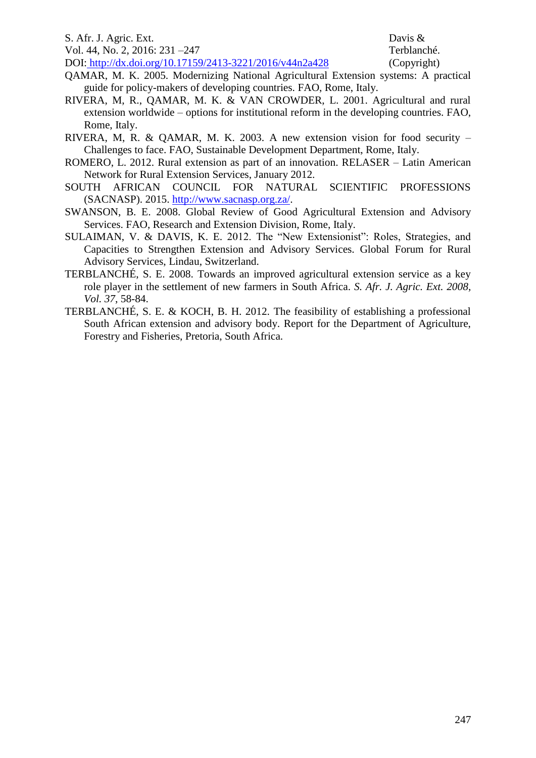QAMAR, M. K. 2005. Modernizing National Agricultural Extension systems: A practical guide for policy-makers of developing countries. FAO, Rome, Italy.

RIVERA, M, R., QAMAR, M. K. & VAN CROWDER, L. 2001. Agricultural and rural extension worldwide – options for institutional reform in the developing countries. FAO, Rome, Italy.

RIVERA, M, R. & QAMAR, M. K. 2003. A new extension vision for food security – Challenges to face. FAO, Sustainable Development Department, Rome, Italy.

ROMERO, L. 2012. Rural extension as part of an innovation. RELASER – Latin American Network for Rural Extension Services, January 2012.

SOUTH AFRICAN COUNCIL FOR NATURAL SCIENTIFIC PROFESSIONS (SACNASP). 2015. http://www.sacnasp.org.za/.

SWANSON, B. E. 2008. Global Review of Good Agricultural Extension and Advisory Services. FAO, Research and Extension Division, Rome, Italy.

SULAIMAN, V. & DAVIS, K. E. 2012. The "New Extensionist": Roles, Strategies, and Capacities to Strengthen Extension and Advisory Services. Global Forum for Rural Advisory Services, Lindau, Switzerland.

TERBLANCHÉ, S. E. 2008. Towards an improved agricultural extension service as a key role player in the settlement of new farmers in South Africa. *S. Afr. J. Agric. Ext. 2008, Vol. 37*, 58-84.

TERBLANCHÉ, S. E. & KOCH, B. H. 2012. The feasibility of establishing a professional South African extension and advisory body. Report for the Department of Agriculture, Forestry and Fisheries, Pretoria, South Africa.